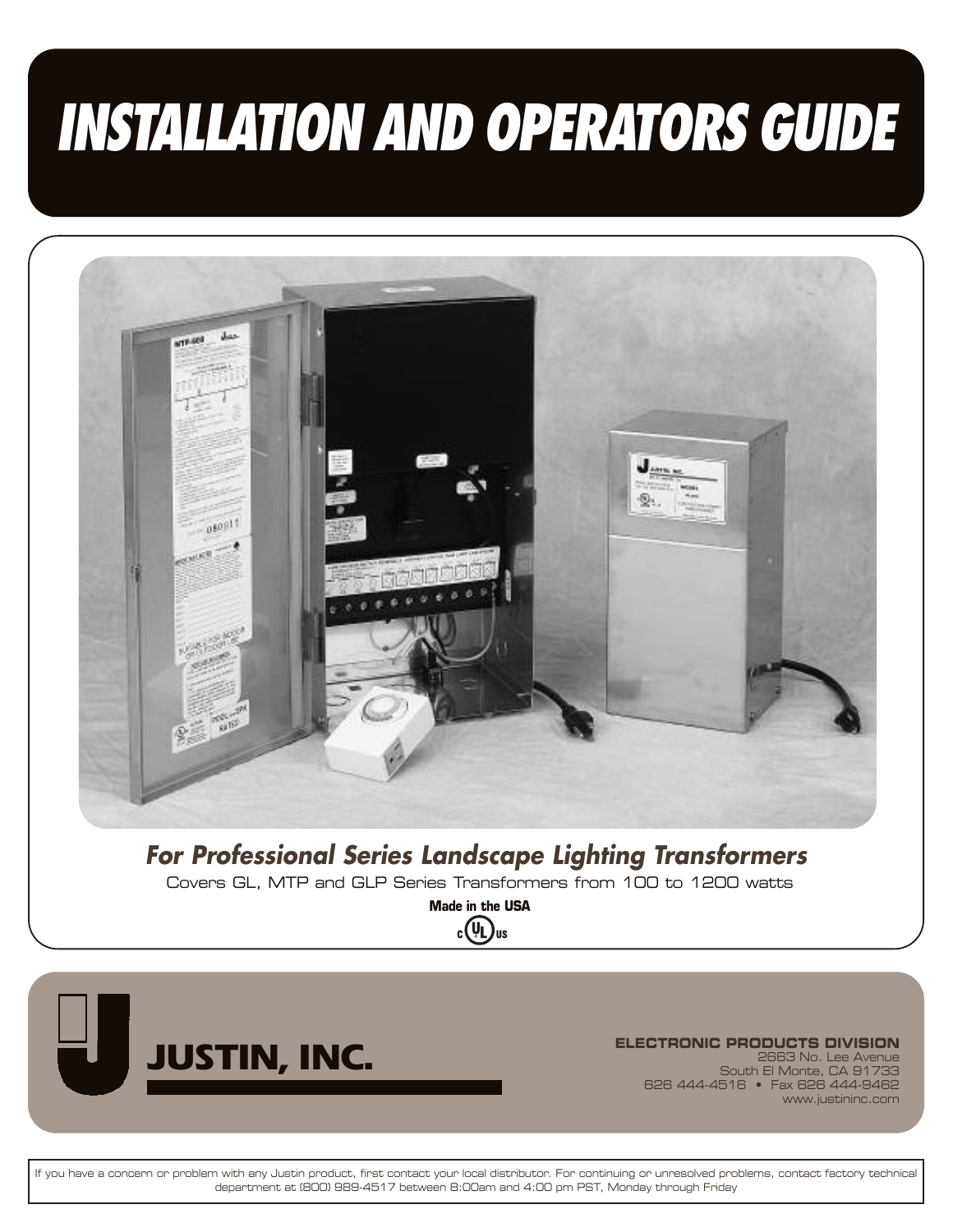# INSTALLATION AND OPERATORS GUIDE

## *For Professional Series Landscape Lighting Transformers*

Covers GL, MTP and GLP Series Transformers from 100 to 1200 watts

**Made in the USA**

c UL us

**JUSTIN, INC.**

**ELECTRONIC PRODUCTS DIVISION**
2663 No. Lee Avenue
South El Monte, CA 91733
626 444-4516 • Fax 626 444-9462
www.justininc.com

If you have a concern or problem with any Justin product, first contact your local distributor. For continuing or unresolved problems, contact factory technical department at (800) 989-4517 between 8:00am and 4:00 pm PST, Monday through Friday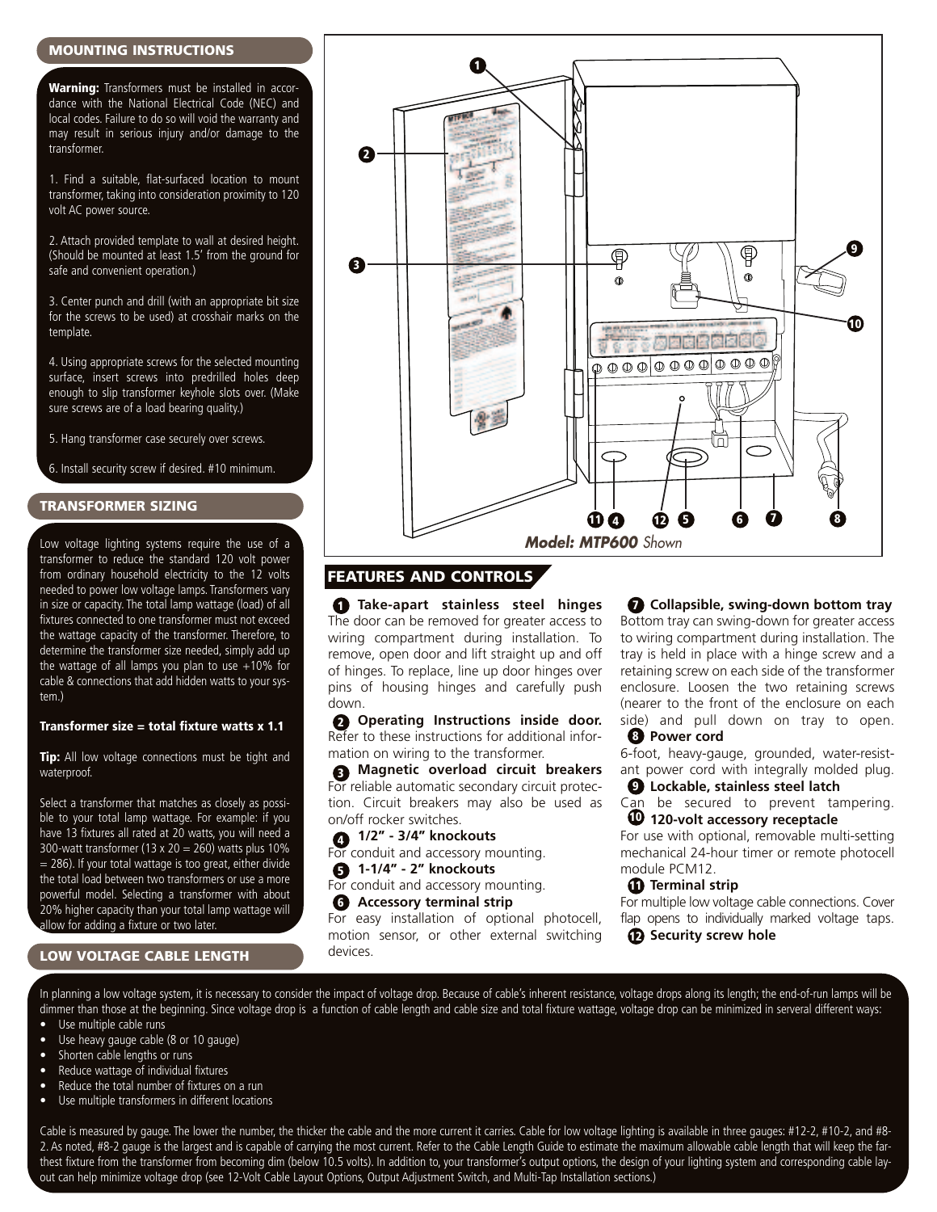## MOUNTING INSTRUCTIONS

**Warning:** Transformers must be installed in accordance with the National Electrical Code (NEC) and local codes. Failure to do so will void the warranty and may result in serious injury and/or damage to the transformer.

1. Find a suitable, flat-surfaced location to mount transformer, taking into consideration proximity to 120 volt AC power source.

2. Attach provided template to wall at desired height. (Should be mounted at least 1.5' from the ground for safe and convenient operation.)

3. Center punch and drill (with an appropriate bit size for the screws to be used) at crosshair marks on the template.

4. Using appropriate screws for the selected mounting surface, insert screws into predrilled holes deep enough to slip transformer keyhole slots over. (Make sure screws are of a load bearing quality.)

5. Hang transformer case securely over screws.

6. Install security screw if desired. #10 minimum.

## TRANSFORMER SIZING

Low voltage lighting systems require the use of a transformer to reduce the standard 120 volt power from ordinary household electricity to the 12 volts needed to power low voltage lamps. Transformers vary in size or capacity. The total lamp wattage (load) of all fixtures connected to one transformer must not exceed the wattage capacity of the transformer. Therefore, to determine the transformer size needed, simply add up the wattage of all lamps you plan to use +10% for cable & connections that add hidden watts to your system.)

**Transformer size = total fixture watts x 1.1**

**Tip:** All low voltage connections must be tight and waterproof.

Select a transformer that matches as closely as possible to your total lamp wattage. For example: if you have 13 fixtures all rated at 20 watts, you will need a 300-watt transformer (13 x 20 = 260) watts plus 10% = 286). If your total wattage is too great, either divide the total load between two transformers or use a more powerful model. Selecting a transformer with about 20% higher capacity than your total lamp wattage will allow for adding a fixture or two later.

***Model: MTP600*** *Shown*

## FEATURES AND CONTROLS

**1 Take-apart stainless steel hinges**
The door can be removed for greater access to wiring compartment during installation. To remove, open door and lift straight up and off of hinges. To replace, line up door hinges over pins of housing hinges and carefully push down.

**2 Operating Instructions inside door.**
Refer to these instructions for additional information on wiring to the transformer.

**3 Magnetic overload circuit breakers**
For reliable automatic secondary circuit protection. Circuit breakers may also be used as on/off rocker switches.

**4 1/2" - 3/4" knockouts**
For conduit and accessory mounting.

**5 1-1/4" - 2" knockouts**
For conduit and accessory mounting.

**6 Accessory terminal strip**
For easy installation of optional photocell, motion sensor, or other external switching devices.

**7 Collapsible, swing-down bottom tray**
Bottom tray can swing-down for greater access to wiring compartment during installation. The tray is held in place with a hinge screw and a retaining screw on each side of the transformer enclosure. Loosen the two retaining screws (nearer to the front of the enclosure on each side) and pull down on tray to open.

**8 Power cord**
6-foot, heavy-gauge, grounded, water-resistant power cord with integrally molded plug.

**9 Lockable, stainless steel latch**
Can be secured to prevent tampering.

**10 120-volt accessory receptacle**
For use with optional, removable multi-setting mechanical 24-hour timer or remote photocell module PCM12.

**11 Terminal strip**
For multiple low voltage cable connections. Cover flap opens to individually marked voltage taps.

**12 Security screw hole**

## LOW VOLTAGE CABLE LENGTH

In planning a low voltage system, it is necessary to consider the impact of voltage drop. Because of cable's inherent resistance, voltage drops along its length; the end-of-run lamps will be dimmer than those at the beginning. Since voltage drop is a function of cable length and cable size and total fixture wattage, voltage drop can be minimized in serveral different ways:

- Use multiple cable runs
- Use heavy gauge cable (8 or 10 gauge)
- Shorten cable lengths or runs
- Reduce wattage of individual fixtures
- Reduce the total number of fixtures on a run
- Use multiple transformers in different locations

Cable is measured by gauge. The lower the number, the thicker the cable and the more current it carries. Cable for low voltage lighting is available in three gauges: #12-2, #10-2, and #8-2. As noted, #8-2 gauge is the largest and is capable of carrying the most current. Refer to the Cable Length Guide to estimate the maximum allowable cable length that will keep the farthest fixture from the transformer from becoming dim (below 10.5 volts). In addition to, your transformer's output options, the design of your lighting system and corresponding cable layout can help minimize voltage drop (see 12-Volt Cable Layout Options, Output Adjustment Switch, and Multi-Tap Installation sections.)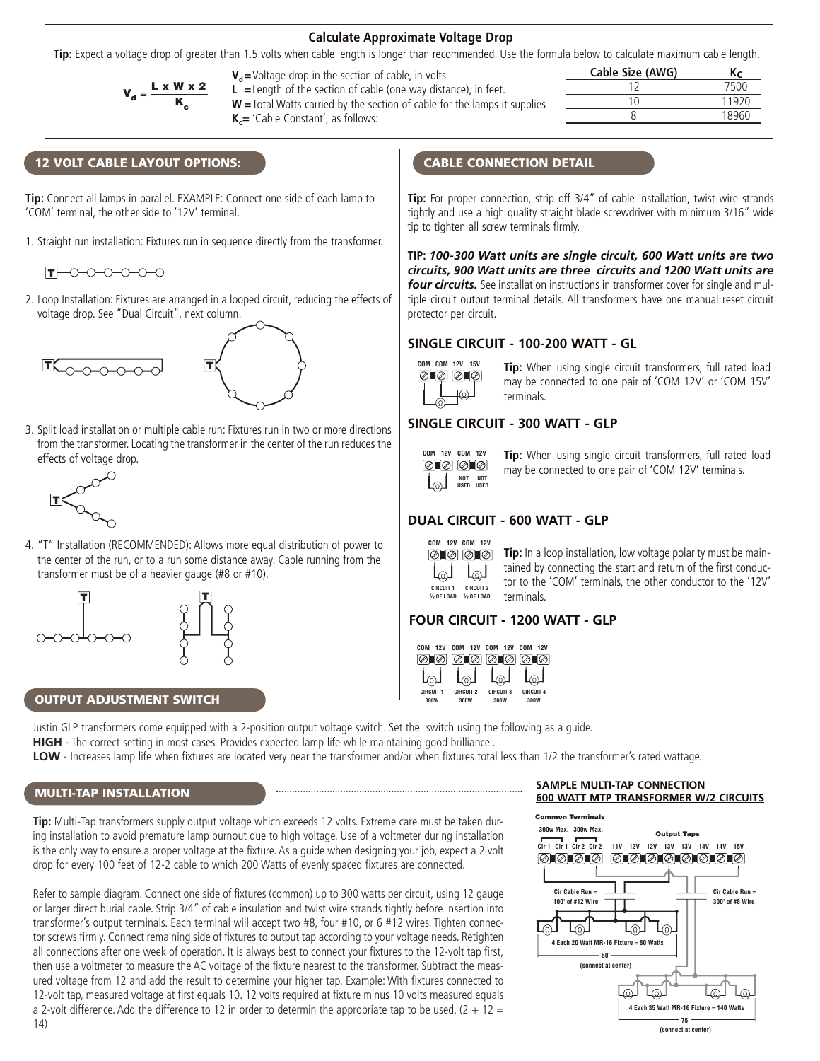## Calculate Approximate Voltage Drop

**Tip:** Expect a voltage drop of greater than 1.5 volts when cable length is longer than recommended. Use the formula below to calculate maximum cable length.

$$V_d = \frac{L \times W \times 2}{K_c}$$

- $V_d$ = Voltage drop in the section of cable, in volts
- $L$ = Length of the section of cable (one way distance), in feet.
- $W$ = Total Watts carried by the section of cable for the lamps it supplies
- $K_c$ = 'Cable Constant', as follows:

| Cable Size (AWG) | $K_C$ |
|---|---|
| 12 | 7500 |
| 10 | 11920 |
| 8 | 18960 |

## 12 VOLT CABLE LAYOUT OPTIONS:

**Tip:** Connect all lamps in parallel. EXAMPLE: Connect one side of each lamp to 'COM' terminal, the other side to '12V' terminal.

1. Straight run installation: Fixtures run in sequence directly from the transformer.
2. Loop Installation: Fixtures are arranged in a looped circuit, reducing the effects of voltage drop. See "Dual Circuit", next column.
3. Split load installation or multiple cable run: Fixtures run in two or more directions from the transformer. Locating the transformer in the center of the run reduces the effects of voltage drop.
4. "T" Installation (RECOMMENDED): Allows more equal distribution of power to the center of the run, or to a run some distance away. Cable running from the transformer must be of a heavier gauge (#8 or #10).

## CABLE CONNECTION DETAIL

**Tip:** For proper connection, strip off 3/4" of cable installation, twist wire strands tightly and use a high quality straight blade screwdriver with minimum 3/16" wide tip to tighten all screw terminals firmly.

**TIP: *100-300 Watt units are single circuit, 600 Watt units are two circuits, 900 Watt units are three circuits and 1200 Watt units are four circuits.*** See installation instructions in transformer cover for single and multiple circuit output terminal details. All transformers have one manual reset circuit protector per circuit.

### SINGLE CIRCUIT - 100-200 WATT - GL

COM COM 12V 15V

**Tip:** When using single circuit transformers, full rated load may be connected to one pair of 'COM 12V' or 'COM 15V' terminals.

### SINGLE CIRCUIT - 300 WATT - GLP

COM 12V COM 12V — NOT USED NOT USED

**Tip:** When using single circuit transformers, full rated load may be connected to one pair of 'COM 12V' terminals.

### DUAL CIRCUIT - 600 WATT - GLP

COM 12V COM 12V — CIRCUIT 1 ½ OF LOAD, CIRCUIT 2 ½ OF LOAD

**Tip:** In a loop installation, low voltage polarity must be maintained by connecting the start and return of the first conductor to the 'COM' terminals, the other conductor to the '12V' terminals.

### FOUR CIRCUIT - 1200 WATT - GLP

COM 12V COM 12V COM 12V COM 12V — CIRCUIT 1 300W, CIRCUIT 2 300W, CIRCUIT 3 300W, CIRCUIT 4 300W

## OUTPUT ADJUSTMENT SWITCH

Justin GLP transformers come equipped with a 2-position output voltage switch. Set the switch using the following as a guide.

**HIGH** - The correct setting in most cases. Provides expected lamp life while maintaining good brilliance..

**LOW** - Increases lamp life when fixtures are located very near the transformer and/or when fixtures total less than 1/2 the transformer's rated wattage.

## MULTI-TAP INSTALLATION

**Tip:** Multi-Tap transformers supply output voltage which exceeds 12 volts. Extreme care must be taken during installation to avoid premature lamp burnout due to high voltage. Use of a voltmeter during installation is the only way to ensure a proper voltage at the fixture. As a guide when designing your job, expect a 2 volt drop for every 100 feet of 12-2 cable to which 200 Watts of evenly spaced fixtures are connected.

Refer to sample diagram. Connect one side of fixtures (common) up to 300 watts per circuit, using 12 gauge or larger direct burial cable. Strip 3/4" of cable insulation and twist wire strands tightly before insertion into transformer's output terminals. Each terminal will accept two #8, four #10, or 6 #12 wires. Tighten connector screws firmly. Connect remaining side of fixtures to output tap according to your voltage needs. Retighten all connections after one week of operation. It is always best to connect your fixtures to the 12-volt tap first, then use a voltmeter to measure the AC voltage of the fixture nearest to the transformer. Subtract the measured voltage from 12 and add the result to determine your higher tap. Example: With fixtures connected to 12-volt tap, measured voltage at first equals 10. 12 volts required at fixture minus 10 volts measured equals a 2-volt difference. Add the difference to 12 in order to determin the appropriate tap to be used. (2 + 12 = 14)

**SAMPLE MULTI-TAP CONNECTION**
**600 WATT MTP TRANSFORMER W/2 CIRCUITS**

Common Terminals: 300w Max. (Cir 1, Cir 1), 300w Max. (Cir 2, Cir 2)
Output Taps: 11V 12V 12V 13V 13V 14V 14V 15V

Cir Cable Run = 100' of #12 Wire — 4 Each 20 Watt MR-16 Fixture = 80 Watts — 50' (connect at center)

Cir Cable Run = 300' of #8 Wire — 4 Each 35 Watt MR-16 Fixture = 140 Watts — 75' (connect at center)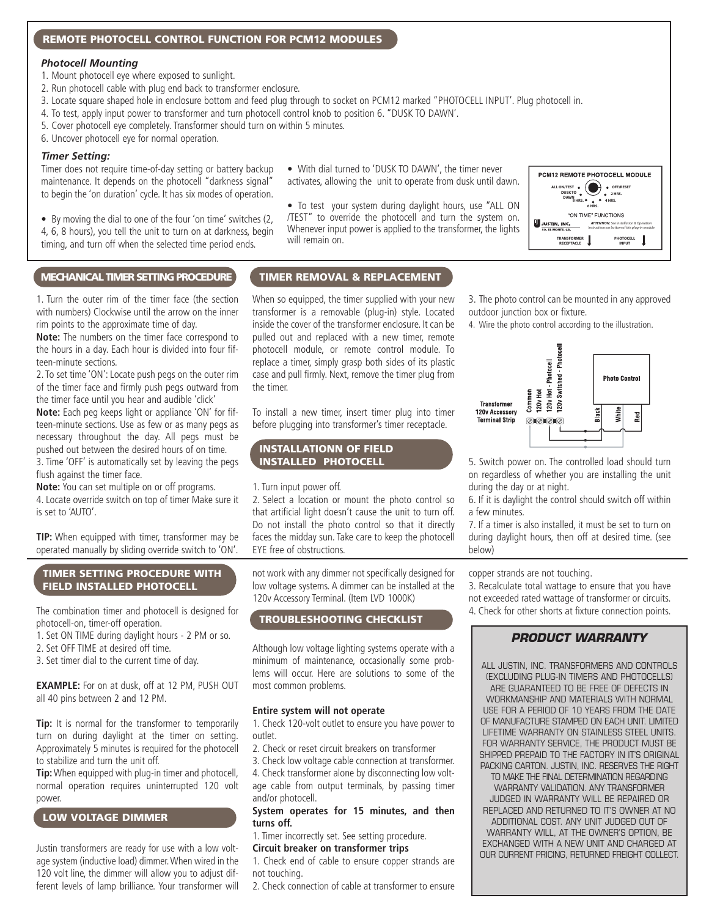## REMOTE PHOTOCELL CONTROL FUNCTION FOR PCM12 MODULES

### *Photocell Mounting*

1. Mount photocell eye where exposed to sunlight.
2. Run photocell cable with plug end back to transformer enclosure.
3. Locate square shaped hole in enclosure bottom and feed plug through to socket on PCM12 marked "PHOTOCELL INPUT'. Plug photocell in.
4. To test, apply input power to transformer and turn photocell control knob to position 6. "DUSK TO DAWN'.
5. Cover photocell eye completely. Transformer should turn on within 5 minutes.
6. Uncover photocell eye for normal operation.

### *Timer Setting:*

Timer does not require time-of-day setting or battery backup maintenance. It depends on the photocell "darkness signal" to begin the 'on duration' cycle. It has six modes of operation.

- By moving the dial to one of the four 'on time' switches (2, 4, 6, 8 hours), you tell the unit to turn on at darkness, begin timing, and turn off when the selected time period ends.
- With dial turned to 'DUSK TO DAWN', the timer never activates, allowing the unit to operate from dusk until dawn.
- To test your system during daylight hours, use "ALL ON /TEST" to override the photocell and turn the system on. Whenever input power is applied to the transformer, the lights will remain on.

PCM12 REMOTE PHOTOCELL MODULE
ALL ON/TEST
OFF/RESET
DUSK TO DAWN
2 HRS.
8 HRS.
4 HRS.
6 HRS.
"ON TIME" FUNCTIONS
JUSTIN, INC. SO. EL MONTE, CA.
ATTENTION: See Installation & Operation Instructions on bottom of this plug-in module
TRANSFORMER RECEPTACLE
PHOTOCELL INPUT

## MECHANICAL TIMER SETTING PROCEDURE

1. Turn the outer rim of the timer face (the section with numbers) Clockwise until the arrow on the inner rim points to the approximate time of day.

**Note:** The numbers on the timer face correspond to the hours in a day. Each hour is divided into four fifteen-minute sections.

2. To set time 'ON': Locate push pegs on the outer rim of the timer face and firmly push pegs outward from the timer face until you hear and audible 'click'

**Note:** Each peg keeps light or appliance 'ON' for fifteen-minute sections. Use as few or as many pegs as necessary throughout the day. All pegs must be pushed out between the desired hours of on time.

3. Time 'OFF' is automatically set by leaving the pegs flush against the timer face.

**Note:** You can set multiple on or off programs.

4. Locate override switch on top of timer Make sure it is set to 'AUTO'.

**TIP:** When equipped with timer, transformer may be operated manually by sliding override switch to 'ON'.

## TIMER REMOVAL & REPLACEMENT

When so equipped, the timer supplied with your new transformer is a removable (plug-in) style. Located inside the cover of the transformer enclosure. It can be pulled out and replaced with a new timer, remote photocell module, or remote control module. To replace a timer, simply grasp both sides of its plastic case and pull firmly. Next, remove the timer plug from the timer.

To install a new timer, insert timer plug into timer before plugging into transformer's timer receptacle.

## INSTALLATIONN OF FIELD INSTALLED PHOTOCELL

1. Turn input power off.
2. Select a location or mount the photo control so that artificial light doesn't cause the unit to turn off. Do not install the photo control so that it directly faces the midday sun. Take care to keep the photocell EYE free of obstructions.
3. The photo control can be mounted in any approved outdoor junction box or fixture.
4. Wire the photo control according to the illustration.

Transformer 120v Accessory Terminal Strip
Common
120v Hot
120v Hot - Photocell
120v Switched - Photocell
Photo Control
Black
White
Red

5. Switch power on. The controlled load should turn on regardless of whether you are installing the unit during the day or at night.
6. If it is daylight the control should switch off within a few minutes.
7. If a timer is also installed, it must be set to turn on during daylight hours, then off at desired time. (see below)

## TIMER SETTING PROCEDURE WITH FIELD INSTALLED PHOTOCELL

The combination timer and photocell is designed for photocell-on, timer-off operation.

1. Set ON TIME during daylight hours - 2 PM or so.
2. Set OFF TIME at desired off time.
3. Set timer dial to the current time of day.

**EXAMPLE:** For on at dusk, off at 12 PM, PUSH OUT all 40 pins between 2 and 12 PM.

**Tip:** It is normal for the transformer to temporarily turn on during daylight at the timer on setting. Approximately 5 minutes is required for the photocell to stabilize and turn the unit off.

**Tip:** When equipped with plug-in timer and photocell, normal operation requires uninterrupted 120 volt power.

## LOW VOLTAGE DIMMER

Justin transformers are ready for use with a low voltage system (inductive load) dimmer. When wired in the 120 volt line, the dimmer will allow you to adjust different levels of lamp brilliance. Your transformer will not work with any dimmer not specifically designed for low voltage systems. A dimmer can be installed at the 120v Accessory Terminal. (Item LVD 1000K)

## TROUBLESHOOTING CHECKLIST

Although low voltage lighting systems operate with a minimum of maintenance, occasionally some problems will occur. Here are solutions to some of the most common problems.

**Entire system will not operate**

1. Check 120-volt outlet to ensure you have power to outlet.
2. Check or reset circuit breakers on transformer
3. Check low voltage cable connection at transformer.
4. Check transformer alone by disconnecting low voltage cable from output terminals, by passing timer and/or photocell.

**System operates for 15 minutes, and then turns off.**

1. Timer incorrectly set. See setting procedure.

**Circuit breaker on transformer trips**

1. Check end of cable to ensure copper strands are not touching.
2. Check connection of cable at transformer to ensure copper strands are not touching.
3. Recalculate total wattage to ensure that you have not exceeded rated wattage of transformer or circuits.
4. Check for other shorts at fixture connection points.

## *PRODUCT WARRANTY*

ALL JUSTIN, INC. TRANSFORMERS AND CONTROLS (EXCLUDING PLUG-IN TIMERS AND PHOTOCELLS) ARE GUARANTEED TO BE FREE OF DEFECTS IN WORKMANSHIP AND MATERIALS WITH NORMAL USE FOR A PERIOD OF 10 YEARS FROM THE DATE OF MANUFACTURE STAMPED ON EACH UNIT. LIMITED LIFETIME WARRANTY ON STAINLESS STEEL UNITS. FOR WARRANTY SERVICE, THE PRODUCT MUST BE SHIPPED PREPAID TO THE FACTORY IN IT'S ORIGINAL PACKING CARTON. JUSTIN, INC. RESERVES THE RIGHT TO MAKE THE FINAL DETERMINATION REGARDING WARRANTY VALIDATION. ANY TRANSFORMER JUDGED IN WARRANTY WILL BE REPAIRED OR REPLACED AND RETURNED TO IT'S OWNER AT NO ADDITIONAL COST. ANY UNIT JUDGED OUT OF WARRANTY WILL, AT THE OWNER'S OPTION, BE EXCHANGED WITH A NEW UNIT AND CHARGED AT OUR CURRENT PRICING, RETURNED FREIGHT COLLECT.